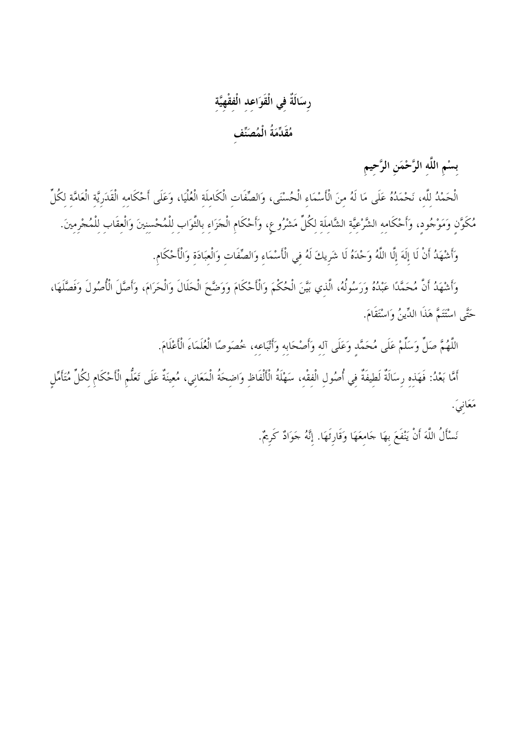# رِسَالَةٌ فِي الْقَوَاعِدِ الْفِقْهِيَّةِ

## مُقَدِّمَةُ الْمُصَنِّفِ

### بِسْمِ اللَّهِ الرَّحْمَنِ الرَّحِيمِ

الْحَمْدُ لِلَّه، نَحْمَدُهُ عَلَى مَا لَهُ مِنَ الْأَسْمَاءِ الْحُسْنَى، وَالصِّفَاتِ الْكَامِلَةِ الْعُلْيَا، وَعَلَى أَحْكَامِهِ الْقَدَرِيَّةِ الْعَامَّةِ لِكُلِّ مُكَوَّنٍ وَمَوْجُودٍ، وَأَحْكَامِهِ الشَّرْعِيَّةِ الشَّامِلَةِ لِكُلِّ مَشْرُوعٍ، وَأَحْكَامِ الْجَزَاءِ بِالثَّوَابِ لِلْمُحْسِنِينَ وَالْعِقَابِ لِلْمُجْرِمِينَ.

وَأَشْهَدُ أَنْ لَا إِلَهَ إِلَّا اللَّهُ وَحْدَهُ لَا شَرِيكَ لَهُ فِي الْأَسْمَاءِ وَالصِّفَاتِ وَالْعِبَادَةِ وَالْأَحْكَامِ.

وَأَشْهَدُ أَنَّ مُحَمَّدًا عَبْدُهُ وَرَسُولُهُ، الَّذِي بَيَّنَ الْحُكْمَ وَالْأَحْكَامَ وَوَضَّحَ الْحَلَالَ وَالْحَرَامَ، وَأَصَّلَ الْأُصُولَ وَفَصَّلَهَا، حَتَّى اسْتَتَمَّ هَذَا الدِّينُ وَاسْتَقَامَ.

اللَّهُمَّ صَلِّ وَسَلِّمْ عَلَى مُحَمَّدٍ وَعَلَى آلِهِ وَأَصْحَابِهِ وَأَتْبَاعِهِ، خُصُوصًا الْعُلَمَاءَ الْأَعْلَامَ.

أَمَّا بَعْدُ: فَهَذِهِ رِسَالَةٌ لَطِيفَةٌ فِي أُصُولِ الْفِقْهِ، سَهْلَةُ الْأَلْفَاظِ وَاضِحَةُ الْمَعَانِي، مُعِينَةٌ عَلَى تَعَلُّمِ الْأَحْكَامِ لِكُلِّ مُتَأَمِّلٍ مَعَانِيَ.

نَسْأَلُ اللَّهَ أَنْ يَنْفَعَ بِهَا جَامِعَهَا وَقَارِئَهَا. إِنَّهُ جَوَادٌ كَرِيمٌ.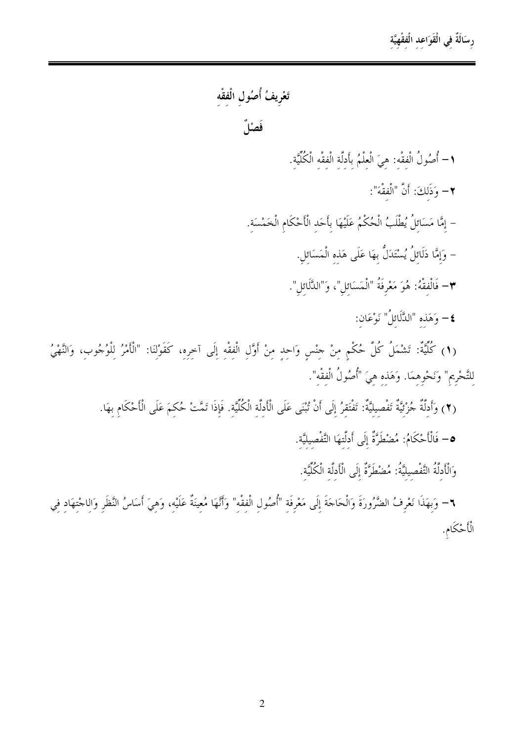## تَعْرِيفُ أُصُولِ الْفِقْهِ

### فَصْلٌ

١– أُصُولُ الْفِقْهِ: هِيَ الْعِلْمُ بِأَدِلَّةِ الْفِقْهِ الْكُلِّيَّةِ.

٢– وَذَلِكَ: أَنَّ "الْفِقْهَ":

- إِمَّا مَسَائِلُ يُطْلَبُ الْحُكْمُ عَلَيْهَا بِأَحَدِ الْأَحْكَامِ الْخَمْسَةِ.
- وَإِمَّا دَلَائِلُ يُسْتَدَلُّ بِهَا عَلَى هَذِهِ الْمَسَائِلِ.

٣– فَالْفِقْهُ: هُوَ مَعْرِفَةُ "الْمَسَائِلِ"، وَ"الدَّلَائِلِ".

٤– وَهَذِهِ "الدَّلَائِلُ" نَوْعَانِ:

(١) كُلِّيَّةٌ: تَشْمَلُ كُلَّ حُكْمٍ مِنْ جِنْسٍ وَاحِدٍ مِنْ أَوَّلِ الْفِقْهِ إِلَى آخِرِهِ، كَقَوْلِنَا: "الْأَمْرُ لِلْوُجُوبِ، وَالنَّهْيُ لِلتَّحْرِيمِ" وَنَحْوِهِمَا. وَهَذِهِ هِيَ "أُصُولُ الْفِقْهِ".

(٢) وَأَدِلَّةٌ جُزْئِيَّةٌ تَفْصِيلِيَّةٌ: تَفْتَقِرُ إِلَى أَنْ تُبْنَى عَلَى الْأَدِلَّةِ الْكُلِّيَّةِ. فَإِذَا تَمَّتْ حُكِمَ عَلَى الْأَحْكَامِ بِهَا.

٥– فَالْأَحْكَامُ: مُضْطَرَّةٌ إِلَى أَدِلَّتِهَا التَّفْصِيلِيَّةِ.

وَالْأَدِلَّةُ التَّفْصِيلِيَّةُ: مُضْطَرَّةٌ إِلَى الْأَدِلَّةِ الْكُلِّيَّةِ.

٦– وَبِهَذَا نَعْرِفُ الضَّرُورَةَ وَالْحَاجَةَ إِلَى مَعْرِفَةِ "أُصُولِ الْفِقْهِ" وَأَنَّهَا مُعِينَةٌ عَلَيْهِ، وَهِيَ أَسَاسُ النَّظَرِ وَالِاجْتِهَادِ فِي الْأَحْكَامِ.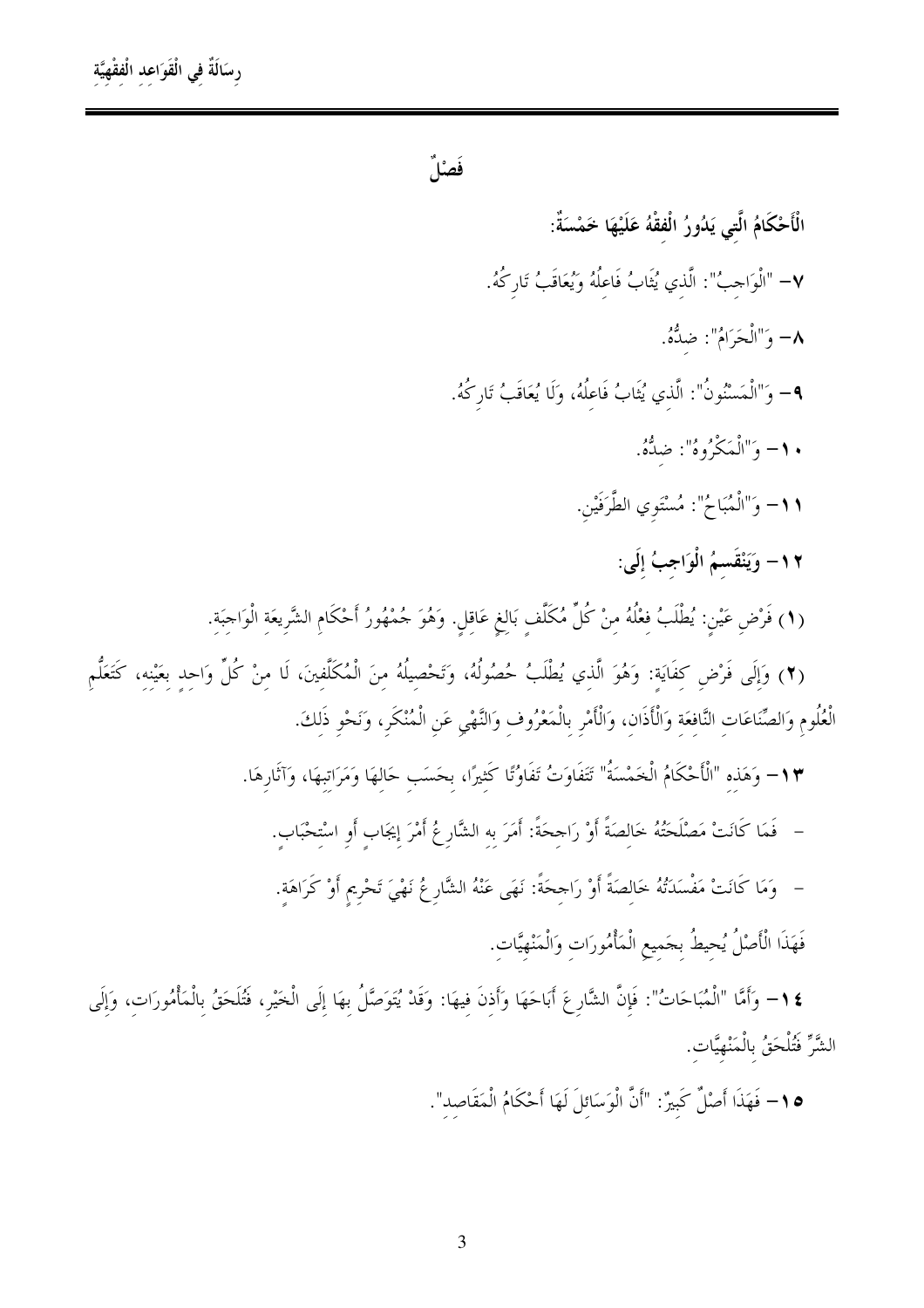## فَصْلٌ

**الْأَحْكَامُ الَّتِي يَدُورُ الْفِقْهُ عَلَيْهَا خَمْسَةٌ:**

٧– "الْوَاجِبُ": الَّذِي يُثَابُ فَاعِلُهُ وَيُعَاقَبُ تَارِكُهُ.

٨– وَ"الْحَرَامُ": ضِدُّهُ.

٩– وَ"الْمَسْنُونُ": الَّذِي يُثَابُ فَاعِلُهُ، وَلَا يُعَاقَبُ تَارِكُهُ.

١٠– وَ"الْمَكْرُوهُ": ضِدُّهُ.

١١– وَ"الْمُبَاحُ": مُسْتَوِي الطَّرَفَيْنِ.

**١٢– وَيَنْقَسِمُ الْوَاجِبُ إِلَى:**

(١) فَرْضِ عَيْنٍ: يُطْلَبُ فِعْلُهُ مِنْ كُلِّ مُكَلَّفٍ بَالِغٍ عَاقِلٍ. وَهُوَ جُمْهُورُ أَحْكَامِ الشَّرِيعَةِ الْوَاجِبَةِ.

(٢) وَإِلَى فَرْضِ كِفَايَةٍ: وَهُوَ الَّذِي يُطْلَبُ حُصُولُهُ، وَتَحْصِيلُهُ مِنَ الْمُكَلَّفِينَ، لَا مِنْ كُلِّ وَاحِدٍ بِعَيْنِهِ، كَتَعَلُّمِ الْعُلُومِ وَالصِّنَاعَاتِ النَّافِعَةِ وَالْأَذَانِ، وَالْأَمْرِ بِالْمَعْرُوفِ وَالنَّهْيِ عَنِ الْمُنْكَرِ، وَنَحْوِ ذَلِكَ.

١٣– وَهَذِهِ "الْأَحْكَامُ الْخَمْسَةُ" تَتَفَاوَتُ تَفَاوُتًا كَثِيرًا، بِحَسَبِ حَالِهَا وَمَرَاتِبِهَا، وَآثَارِهَا.

- فَمَا كَانَتْ مَصْلَحَتُهُ خَالِصَةً أَوْ رَاجِحَةً: أَمَرَ بِهِ الشَّارِعُ أَمْرَ إِيجَابٍ أَوِ اسْتِحْبَابٍ.
- وَمَا كَانَتْ مَفْسَدَتُهُ خَالِصَةً أَوْ رَاجِحَةً: نَهَى عَنْهُ الشَّارِعُ نَهْيَ تَحْرِيمٍ أَوْ كَرَاهَةٍ.

فَهَذَا الْأَصْلُ يُحِيطُ بِجَمِيعِ الْمَأْمُورَاتِ وَالْمَنْهِيَّاتِ.

١٤– وَأَمَّا "الْمُبَاحَاتُ": فَإِنَّ الشَّارِعَ أَبَاحَهَا وَأَذِنَ فِيهَا: وَقَدْ يُتَوَصَّلُ بِهَا إِلَى الْخَيْرِ، فَتُلْحَقُ بِالْمَأْمُورَاتِ، وَإِلَى الشَّرِّ فَتُلْحَقُ بِالْمَنْهِيَّاتِ.

١٥– فَهَذَا أَصْلٌ كَبِيرٌ: "أَنَّ الْوَسَائِلَ لَهَا أَحْكَامُ الْمَقَاصِدِ".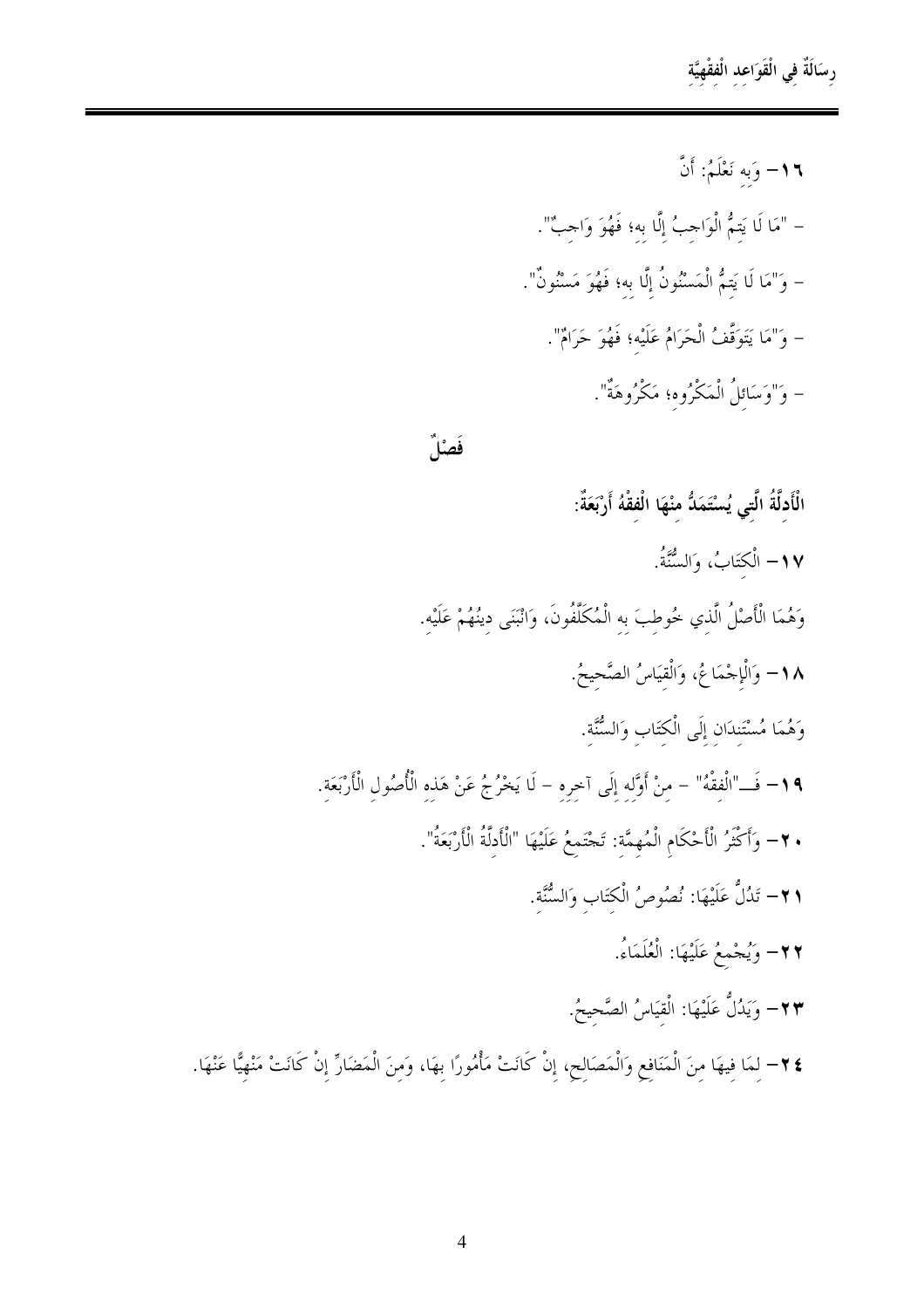١٦- وَبِهِ نَعْلَمُ: أَنَّ

- "مَا لَا يَتِمُّ الْوَاجِبُ إِلَّا بِهِ؛ فَهُوَ وَاجِبٌ".

- وَ"مَا لَا يَتِمُّ الْمَسْنُونُ إِلَّا بِهِ؛ فَهُوَ مَسْنُونٌ".

- وَ"مَا يَتَوَقَّفُ الْحَرَامُ عَلَيْهِ؛ فَهُوَ حَرَامٌ".

- وَ"وَسَائِلُ الْمَكْرُوهِ؛ مَكْرُوهَةٌ".

## فَصْلٌ

**الْأَدِلَّةُ الَّتِي يُسْتَمَدُّ مِنْهَا الْفِقْهُ أَرْبَعَةٌ:**

١٧- الْكِتَابُ، وَالسُّنَّةُ.

وَهُمَا الْأَصْلُ الَّذِي خُوطِبَ بِهِ الْمُكَلَّفُونَ، وَانْبَنَى دِينُهُمْ عَلَيْهِ.

١٨- وَالْإِجْمَاعُ، وَالْقِيَاسُ الصَّحِيحُ.

وَهُمَا مُسْتَنِدَانِ إِلَى الْكِتَابِ وَالسُّنَّةِ.

١٩- فَـ"الْفِقْهُ" - مِنْ أَوَّلِهِ إِلَى آخِرِهِ - لَا يَخْرُجُ عَنْ هَذِهِ الْأُصُولِ الْأَرْبَعَةِ.

٢٠- وَأَكْثَرُ الْأَحْكَامِ الْمُهِمَّةِ: تَجْتَمِعُ عَلَيْهَا "الْأَدِلَّةُ الْأَرْبَعَةُ".

٢١- تَدُلُّ عَلَيْهَا: نُصُوصُ الْكِتَابِ وَالسُّنَّةِ.

٢٢- وَيُجْمِعُ عَلَيْهَا: الْعُلَمَاءُ.

٢٣- وَيَدُلُّ عَلَيْهَا: الْقِيَاسُ الصَّحِيحُ.

٢٤- لِمَا فِيهَا مِنَ الْمَنَافِعِ وَالْمَصَالِحِ، إِنْ كَانَتْ مَأْمُورًا بِهَا، وَمِنَ الْمَضَارِّ إِنْ كَانَتْ مَنْهِيًّا عَنْهَا.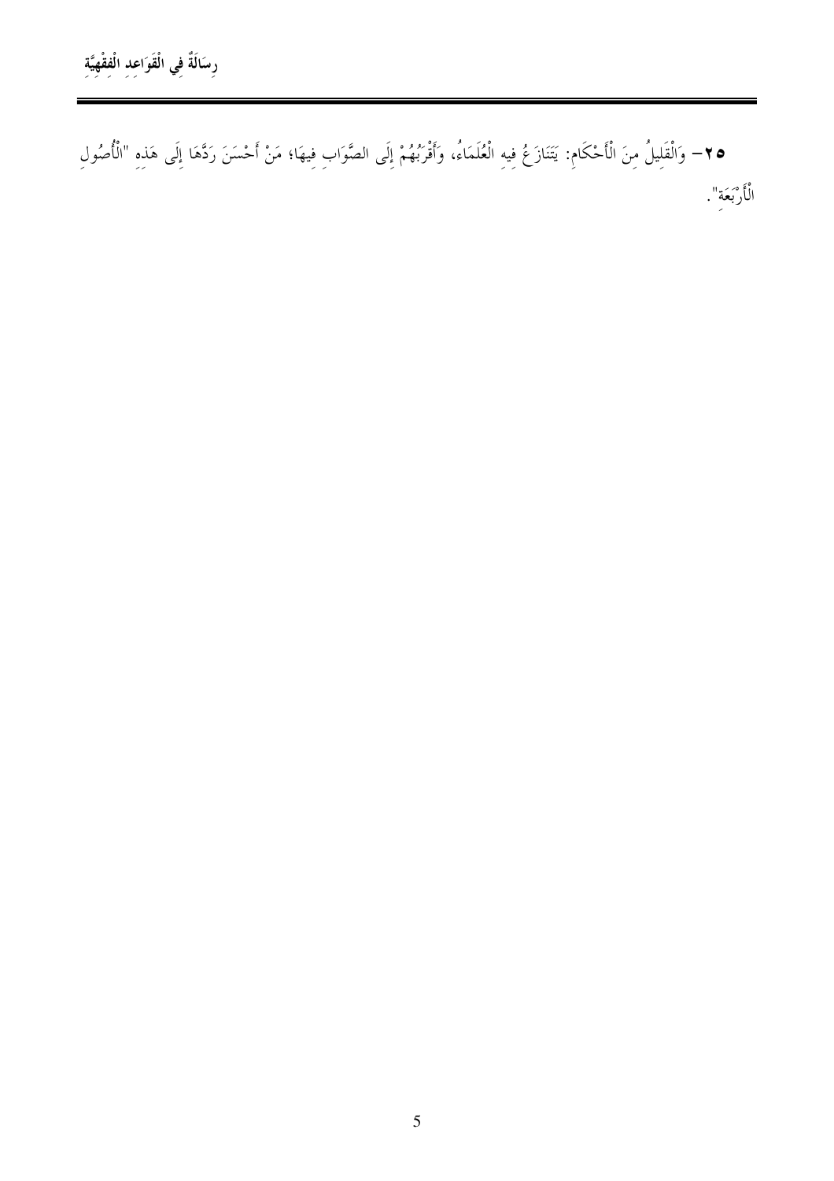**٢٥-** وَالْقَلِيلُ مِنَ الْأَحْكَامِ: يَتَنَازَعُ فِيهِ الْعُلَمَاءُ، وَأَقْرَبُهُمْ إِلَى الصَّوَابِ فِيهَا؛ مَنْ أَحْسَنَ رَدَّهَا إِلَى هَذِهِ "الْأُصُولِ الْأَرْبَعَةِ".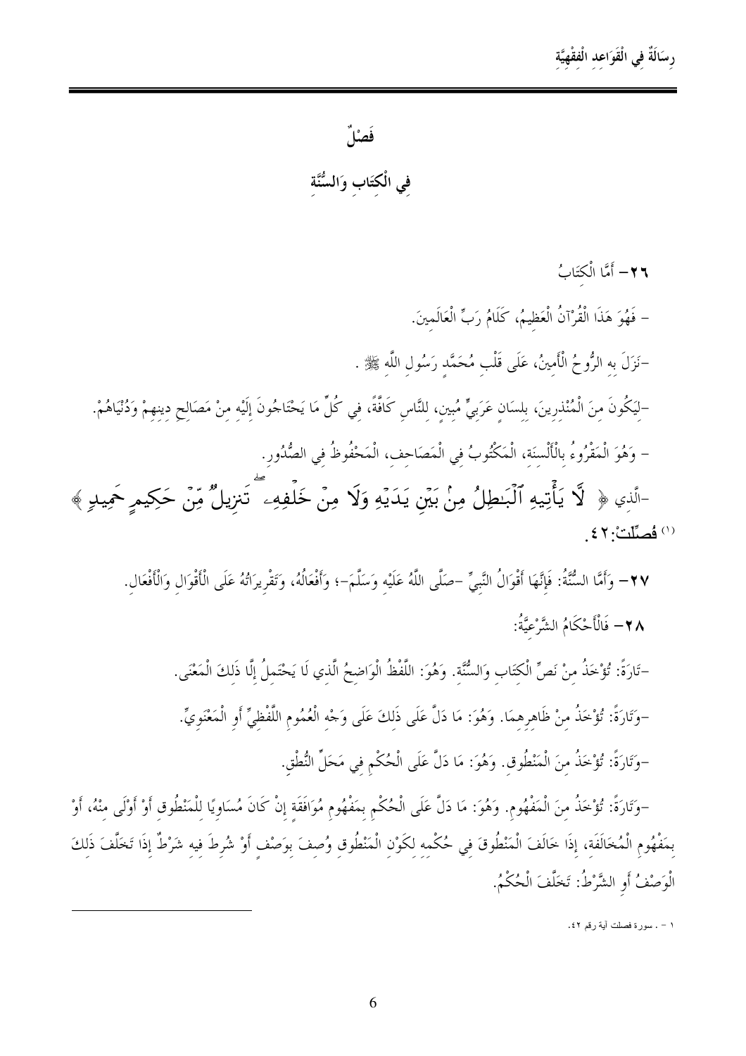## فَصْلٌ

## فِي الْكِتَابِ وَالسُّنَّةِ

٢٦– أَمَّا الْكِتَابُ

- فَهُوَ هَذَا الْقُرْآنُ الْعَظِيمُ، كَلَامُ رَبِّ الْعَالَمِينَ.

-نَزَلَ بِهِ الرُّوحُ الْأَمِينُ، عَلَى قَلْبِ مُحَمَّدٍ رَسُولِ اللَّهِ ﷺ .

-لِيَكُونَ مِنَ الْمُنْذِرِينَ، بِلِسَانٍ عَرَبِيٍّ مُبِينٍ، لِلنَّاسِ كَافَّةً، فِي كُلِّ مَا يَحْتَاجُونَ إِلَيْهِ مِنْ مَصَالِحِ دِينِهِمْ وَدُنْيَاهُمْ.

- وَهُوَ الْمَقْرُوءُ بِالْأَلْسِنَةِ، الْمَكْتُوبُ فِي الْمَصَاحِفِ، الْمَحْفُوظُ فِي الصُّدُورِ.

-الَّذِي ﴿ لَّا يَأْتِيهِ ٱلْبَٰطِلُ مِنۢ بَيْنِ يَدَيْهِ وَلَا مِنْ خَلْفِهِۦ ۖ تَنزِيلٌ مِّنْ حَكِيمٍ حَمِيدٍ ﴾ [1] فُصِّلَت: ٤٢.

٢٧– وَأَمَّا السُّنَّةُ: فَإِنَّهَا أَقْوَالُ النَّبِيِّ –صَلَّى اللَّهُ عَلَيْهِ وَسَلَّمَ–؛ وَأَفْعَالُهُ، وَتَقْرِيرَاتُهُ عَلَى الْأَقْوَالِ وَالْأَفْعَالِ.

٢٨– فَالْأَحْكَامُ الشَّرْعِيَّةُ:

-تَارَةً: تُؤْخَذُ مِنْ نَصِّ الْكِتَابِ وَالسُّنَّةِ. وَهُوَ: اللَّفْظُ الْوَاضِحُ الَّذِي لَا يَحْتَمِلُ إِلَّا ذَلِكَ الْمَعْنَى.

-وَتَارَةً: تُؤْخَذُ مِنْ ظَاهِرِهِمَا. وَهُوَ: مَا دَلَّ عَلَى ذَلِكَ عَلَى وَجْهِ الْعُمُومِ اللَّفْظِيِّ أَوِ الْمَعْنَوِيِّ.

-وَتَارَةً: تُؤْخَذُ مِنَ الْمَنْطُوقِ. وَهُوَ: مَا دَلَّ عَلَى الْحُكْمِ فِي مَحَلِّ النُّطْقِ.

-وَتَارَةً: تُؤْخَذُ مِنَ الْمَفْهُومِ. وَهُوَ: مَا دَلَّ عَلَى الْحُكْمِ بِمَفْهُومِ مُوَافَقَةٍ إِنْ كَانَ مُسَاوِيًا لِلْمَنْطُوقِ أَوْ أَوْلَى مِنْهُ، أَوْ بِمَفْهُومِ الْمُخَالَفَةِ، إِذَا خَالَفَ الْمَنْطُوقَ فِي حُكْمِهِ لِكَوْنِ الْمَنْطُوقِ وُصِفَ بِوَصْفٍ أَوْ شُرِطَ فِيهِ شَرْطٌ إِذَا تَخَلَّفَ ذَلِكَ الْوَصْفُ أَوِ الشَّرْطُ: تَخَلَّفَ الْحُكْمُ.

---

[1] - . سورة فصلت آية رقم ٤٢.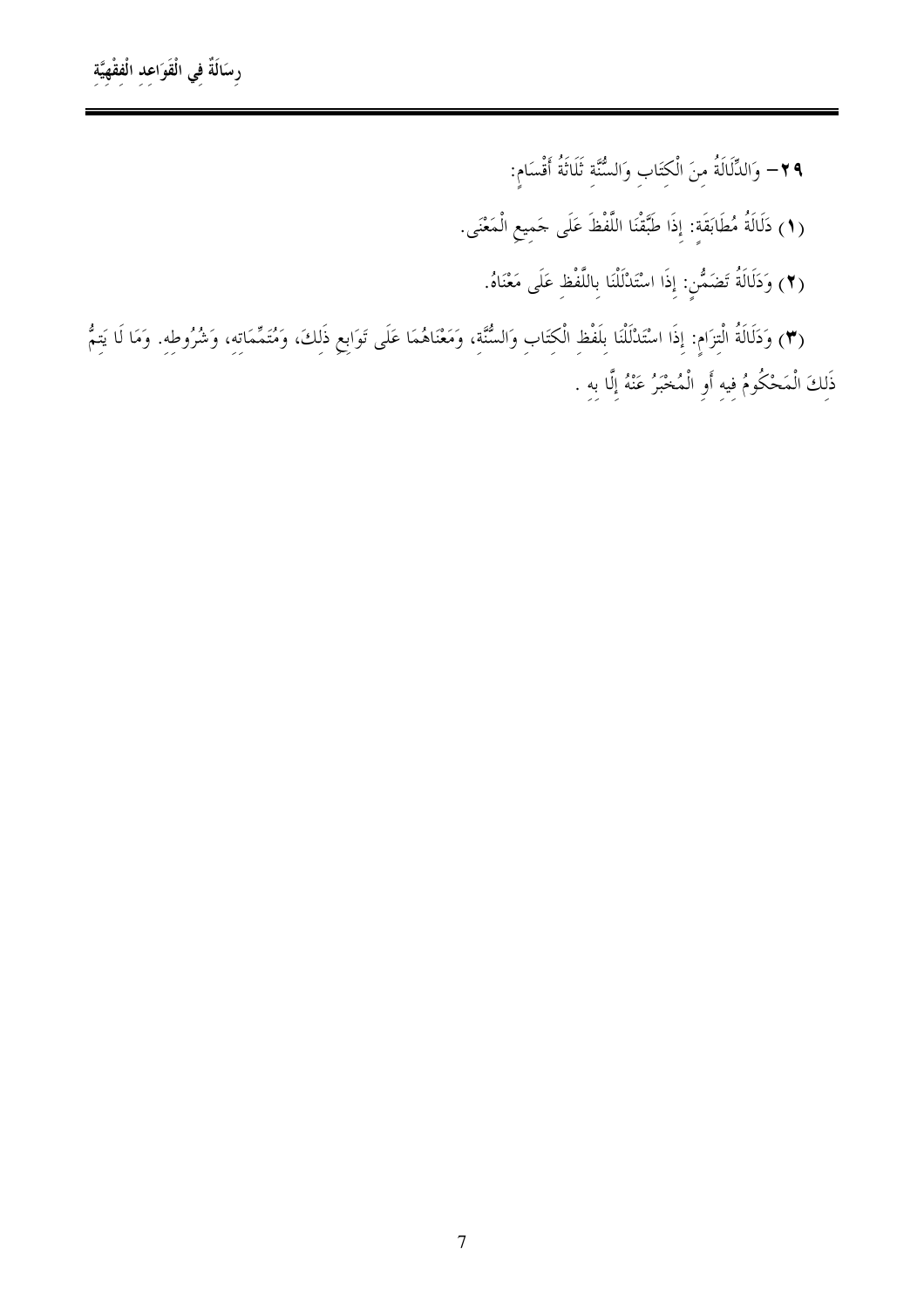**٢٩**– وَالدِّلَالَةُ مِنَ الْكِتَابِ وَالسُّنَّةِ ثَلَاثَةُ أَقْسَامٍ:

**(١)** دَلَالَةُ مُطَابَقَةٍ: إِذَا طَبَّقْنَا اللَّفْظَ عَلَى جَمِيعِ الْمَعْنَى.

**(٢)** وَدَلَالَةُ تَضَمُّنٍ: إِذَا اسْتَدْلَلْنَا بِاللَّفْظِ عَلَى مَعْنَاهُ.

**(٣)** وَدَلَالَةُ الْتِزَامٍ: إِذَا اسْتَدْلَلْنَا بِلَفْظِ الْكِتَابِ وَالسُّنَّةِ، وَمَعْنَاهُمَا عَلَى تَوَابِعِ ذَلِكَ، وَمُتَمِّمَاتِهِ، وَشُرُوطِهِ. وَمَا لَا يَتِمُّ ذَلِكَ الْمَحْكُومُ فِيهِ أَوِ الْمُخْبَرُ عَنْهُ إِلَّا بِهِ .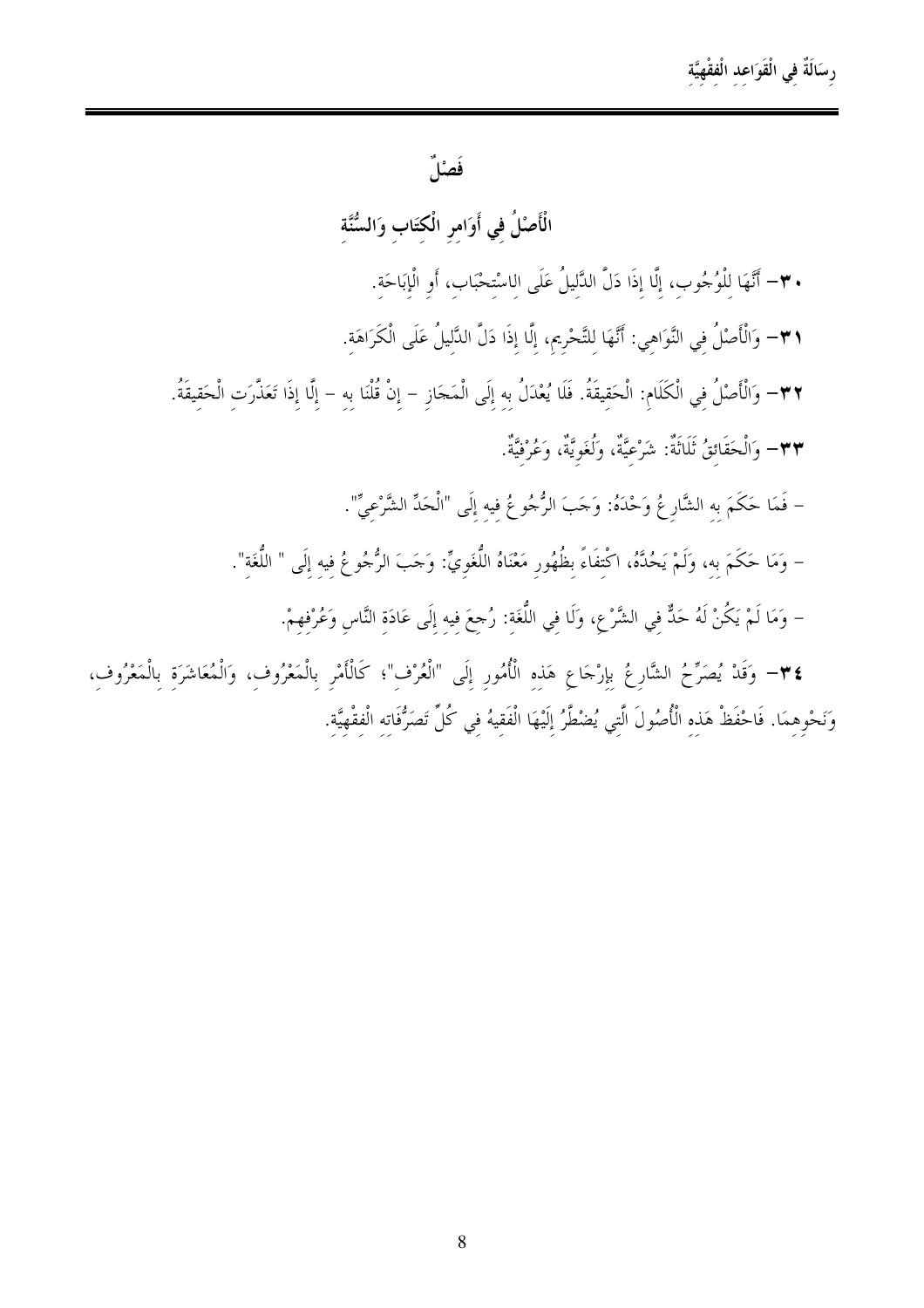## فَصْلٌ

### الْأَصْلُ فِي أَوَامِرِ الْكِتَابِ وَالسُّنَّةِ

٣٠- أَنَّهَا لِلْوُجُوبِ، إِلَّا إِذَا دَلَّ الدَّلِيلُ عَلَى الاسْتِحْبَابِ، أَوِ الْإِبَاحَةِ.

٣١- وَالْأَصْلُ فِي النَّوَاهِي: أَنَّهَا لِلتَّحْرِيمِ، إِلَّا إِذَا دَلَّ الدَّلِيلُ عَلَى الْكَرَاهَةِ.

٣٢- وَالْأَصْلُ فِي الْكَلَامِ: الْحَقِيقَةُ. فَلَا يُعْدَلُ بِهِ إِلَى الْمَجَازِ - إِنْ قُلْنَا بِهِ - إِلَّا إِذَا تَعَذَّرَتِ الْحَقِيقَةُ.

٣٣- وَالْحَقَائِقُ ثَلَاثَةٌ: شَرْعِيَّةٌ، وَلُغَوِيَّةٌ، وَعُرْفِيَّةٌ.

- فَمَا حَكَمَ بِهِ الشَّارِعُ وَحْدَهُ: وَجَبَ الرُّجُوعُ فِيهِ إِلَى "الْحَدِّ الشَّرْعِيِّ".

- وَمَا حَكَمَ بِهِ، وَلَمْ يَحُدَّهُ، اكْتِفَاءً بِظُهُورِ مَعْنَاهُ اللُّغَوِيِّ: وَجَبَ الرُّجُوعُ فِيهِ إِلَى " اللُّغَةِ".

- وَمَا لَمْ يَكُنْ لَهُ حَدٌّ فِي الشَّرْعِ، وَلَا فِي اللُّغَةِ: رُجِعَ فِيهِ إِلَى عَادَةِ النَّاسِ وَعُرْفِهِمْ.

٣٤- وَقَدْ يُصَرِّحُ الشَّارِعُ بِإِرْجَاعِ هَذِهِ الْأُمُورِ إِلَى "الْعُرْفِ"؛ كَالْأَمْرِ بِالْمَعْرُوفِ، وَالْمُعَاشَرَةِ بِالْمَعْرُوفِ، وَنَحْوِهِمَا. فَاحْفَظْ هَذِهِ الْأُصُولَ الَّتِي يُضْطَرُّ إِلَيْهَا الْفَقِيهُ فِي كُلِّ تَصَرُّفَاتِهِ الْفِقْهِيَّةِ.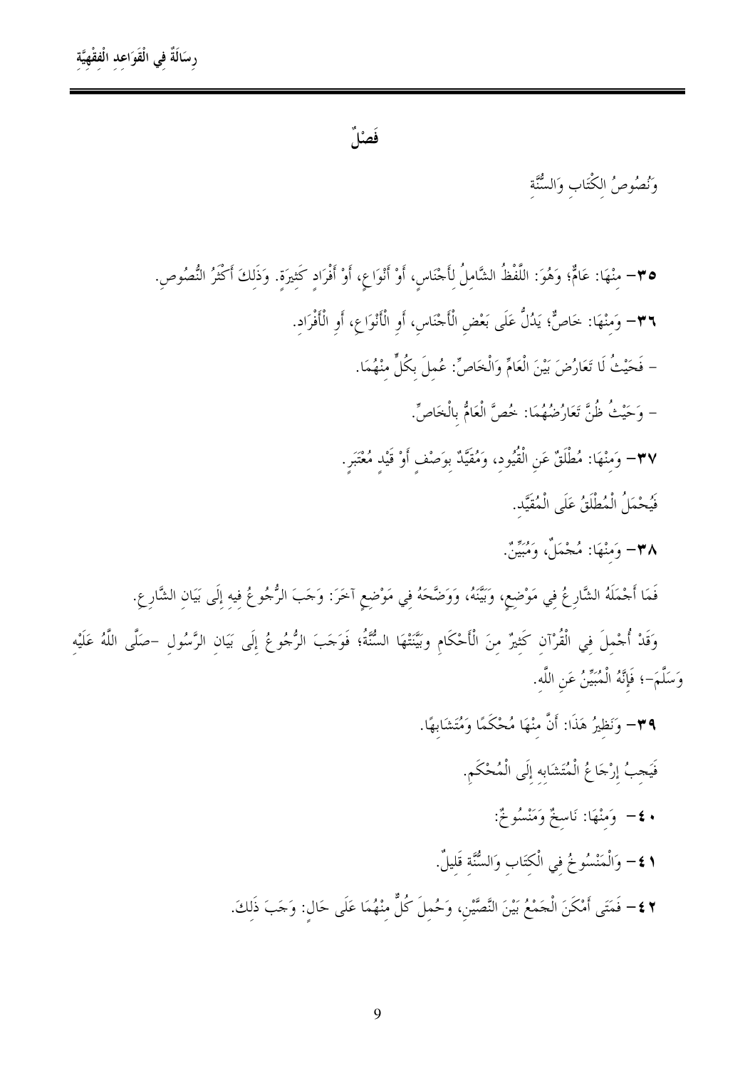## فَصْلٌ

وَنُصُوصُ الكِتَابِ وَالسُّنَّةِ

٣٥– مِنْهَا: عَامٌّ؛ وَهُوَ: اللَّفْظُ الشَّامِلُ لِأَجْنَاسٍ، أَوْ أَنْوَاعٍ، أَوْ أَفْرَادٍ كَثِيرَةٍ. وَذَلِكَ أَكْثَرُ النُّصُوصِ.

٣٦– وَمِنْهَا: خَاصٌّ؛ يَدُلُّ عَلَى بَعْضِ الْأَجْنَاسِ، أَوِ الْأَنْوَاعِ، أَوِ الْأَفْرَادِ.

- فَحَيْثُ لَا تَعَارُضَ بَيْنَ الْعَامِّ وَالْخَاصِّ: عُمِلَ بِكُلٍّ مِنْهُمَا.

- وَحَيْثُ ظُنَّ تَعَارُضُهُمَا: خُصَّ الْعَامُّ بِالْخَاصِّ.

٣٧– وَمِنْهَا: مُطْلَقٌ عَنِ الْقُيُودِ، وَمُقَيَّدٌ بِوَصْفٍ أَوْ قَيْدٍ مُعْتَبَرٍ.

فَيُحْمَلُ الْمُطْلَقُ عَلَى الْمُقَيَّدِ.

٣٨– وَمِنْهَا: مُجْمَلٌ، وَمُبَيِّنٌ.

فَمَا أَجْمَلَهُ الشَّارِعُ فِي مَوْضِعٍ، وَبَيَّنَهُ، وَوَضَّحَهُ فِي مَوْضِعٍ آخَرَ: وَجَبَ الرُّجُوعُ فِيهِ إِلَى بَيَانِ الشَّارِعِ.

وَقَدْ أُجْمِلَ فِي الْقُرْآنِ كَثِيرٌ مِنَ الْأَحْكَامِ وبَيَّنَتْهَا السُّنَّةُ؛ فَوَجَبَ الرُّجُوعُ إِلَى بَيَانِ الرَّسُولِ -صَلَّى اللَّهُ عَلَيْهِ وَسَلَّمَ-؛ فَإِنَّهُ الْمُبَيِّنُ عَنِ اللَّهِ.

٣٩– وَنَظِيرُ هَذَا: أَنَّ مِنْهَا مُحْكَمًا وَمُتَشَابِهًا.

فَيَجِبُ إِرْجَاعُ الْمُتَشَابِهِ إِلَى الْمُحْكَمِ.

٤٠– وَمِنْهَا: نَاسِخٌ وَمَنْسُوخٌ:

٤١– وَالْمَنْسُوخُ فِي الْكِتَابِ وَالسُّنَّةِ قَلِيلٌ.

٤٢– فَمَتَى أَمْكَنَ الْجَمْعُ بَيْنَ النَّصَّيْنِ، وَحُمِلَ كُلٌّ مِنْهُمَا عَلَى حَالٍ: وَجَبَ ذَلِكَ.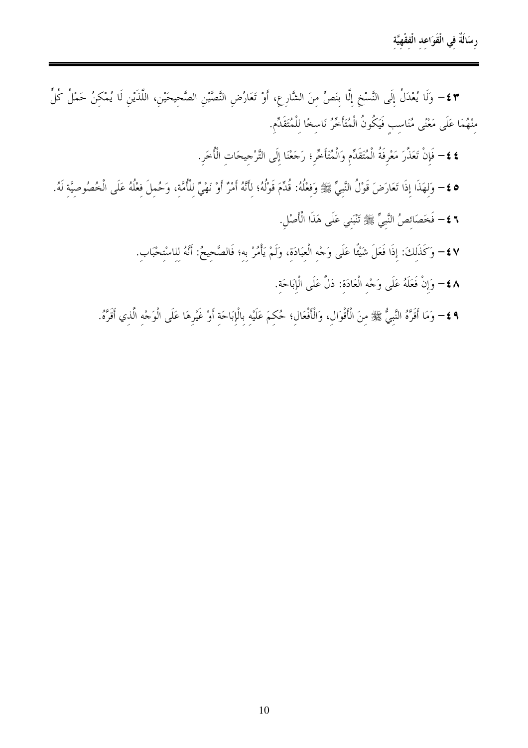٤٣- وَلَا يُعْدَلُ إِلَى النَّسْخِ إِلَّا بِنَصٍّ مِنَ الشَّارِعِ، أَوْ تَعَارُضِ النَّصَّيْنِ الصَّحِيحَيْنِ، اللَّذَيْنِ لَا يُمْكِنُ حَمْلُ كُلٍّ مِنْهُمَا عَلَى مَعْنًى مُنَاسِبٍ فَيَكُونُ الْمُتَأَخِّرُ نَاسِخًا لِلْمُتَقَدِّمِ.

٤٤- فَإِنْ تَعَذَّرَ مَعْرِفَةُ الْمُتَقَدِّمِ وَالْمُتَأَخِّرِ؛ رَجَعْنَا إِلَى التَّرْجِيحَاتِ الْأُخَرِ.

٤٥- وَلِهَذَا إِذَا تَعَارَضَ قَوْلُ النَّبِيِّ ﷺ وَفِعْلُهُ: قُدِّمَ قَوْلُهُ؛ لِأَنَّهُ أَمْرٌ أَوْ نَهْيٌ لِلْأُمَّةِ، وَحُمِلَ فِعْلُهُ عَلَى الْخُصُوصِيَّةِ لَهُ.

٤٦- فَخَصَائِصُ النَّبِيِّ ﷺ تَنْبَنِي عَلَى هَذَا الْأَصْلِ.

٤٧- وَكَذَلِكَ: إِذَا فَعَلَ شَيْئًا عَلَى وَجْهِ الْعِبَادَةِ، وَلَمْ يَأْمُرْ بِهِ؛ فَالصَّحِيحُ: أَنَّهُ لِلِاسْتِحْبَابِ.

٤٨- وَإِنْ فَعَلَهُ عَلَى وَجْهِ الْعَادَةِ: دَلَّ عَلَى الْإِبَاحَةِ.

٤٩- وَمَا أَقَرَّهُ النَّبِيُّ ﷺ مِنَ الْأَقْوَالِ، وَالْأَفْعَالِ؛ حُكِمَ عَلَيْهِ بِالْإِبَاحَةِ أَوْ غَيْرِهَا عَلَى الْوَجْهِ الَّذِي أَقَرَّهُ.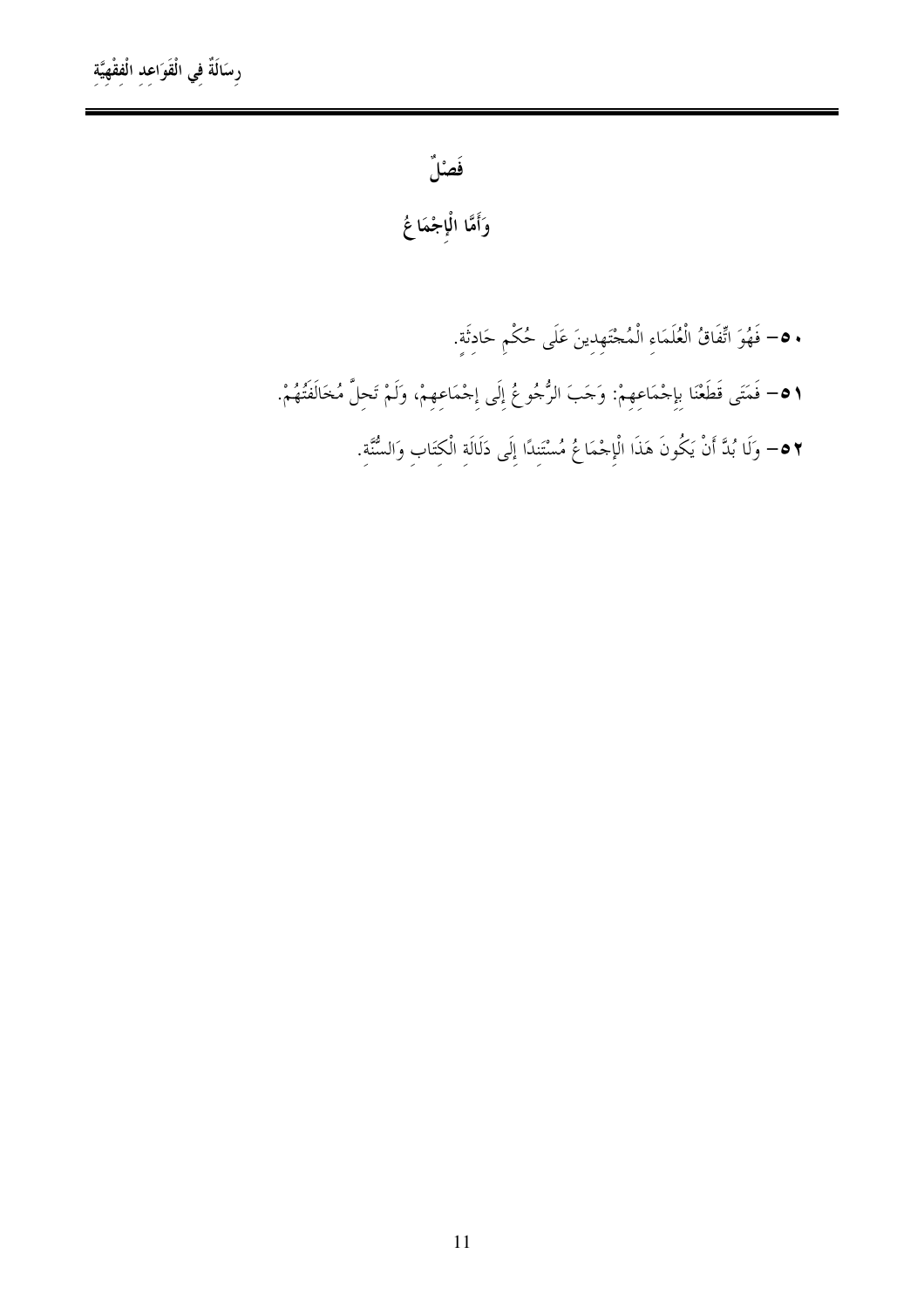## فَصْلٌ

## وَأَمَّا الْإِجْمَاعُ

٥٠- فَهُوَ اتِّفَاقُ الْعُلَمَاءِ الْمُجْتَهِدِينَ عَلَى حُكْمِ حَادِثَةٍ.

٥١- فَمَتَى قَطَعْنَا بِإِجْمَاعِهِمْ: وَجَبَ الرُّجُوعُ إِلَى إِجْمَاعِهِمْ، وَلَمْ تَحِلَّ مُخَالَفَتُهُمْ.

٥٢- وَلَا بُدَّ أَنْ يَكُونَ هَذَا الْإِجْمَاعُ مُسْتَنِدًا إِلَى دَلَالَةِ الْكِتَابِ وَالسُّنَّةِ.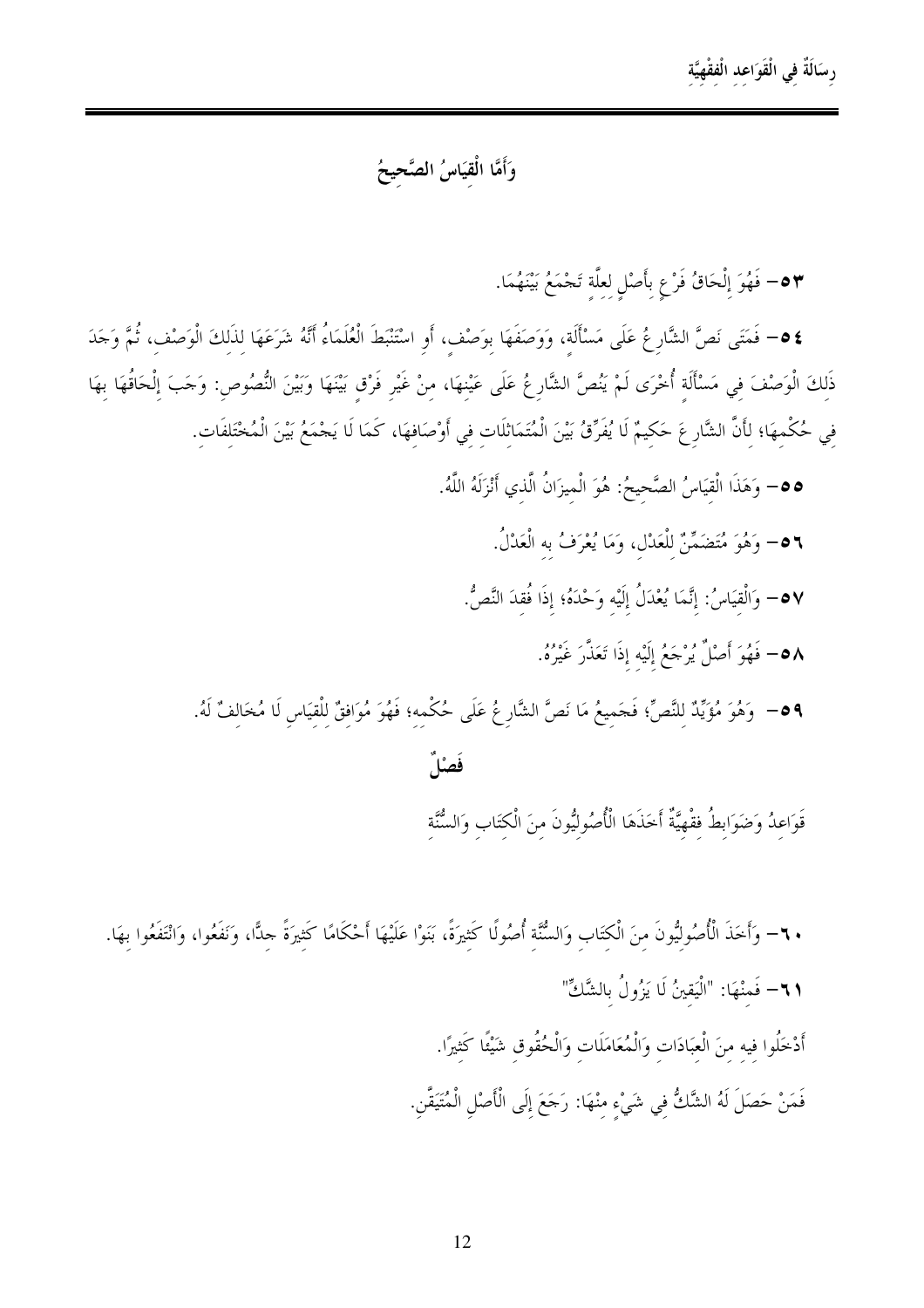## وَأَمَّا الْقِيَاسُ الصَّحِيحُ

٥٣- فَهُوَ إِلْحَاقُ فَرْعٍ بِأَصْلٍ لِعِلَّةٍ تَجْمَعُ بَيْنَهُمَا.

٥٤- فَمَتَى نَصَّ الشَّارِعُ عَلَى مَسْأَلَةٍ، وَوَصَفَهَا بِوَصْفٍ، أَوِ اسْتَنْبَطَ الْعُلَمَاءُ أَنَّهُ شَرَعَهَا لِذَلِكَ الْوَصْفِ، ثُمَّ وَجَدَ ذَلِكَ الْوَصْفَ فِي مَسْأَلَةٍ أُخْرَى لَمْ يَنُصَّ الشَّارِعُ عَلَى عَيْنِهَا، مِنْ غَيْرِ فَرْقٍ بَيْنَهَا وَبَيْنَ النُّصُوصِ: وَجَبَ إِلْحَاقُهَا بِهَا فِي حُكْمِهَا؛ لِأَنَّ الشَّارِعَ حَكِيمٌ لَا يُفَرِّقُ بَيْنَ الْمُتَمَاثِلَاتِ فِي أَوْصَافِهَا، كَمَا لَا يَجْمَعُ بَيْنَ الْمُخْتَلِفَاتِ.

٥٥- وَهَذَا الْقِيَاسُ الصَّحِيحُ: هُوَ الْمِيزَانُ الَّذِي أَنْزَلَهُ اللَّهُ.

٥٦- وَهُوَ مُتَضَمِّنٌ لِلْعَدْلِ، وَمَا يُعْرَفُ بِهِ الْعَدْلُ.

٥٧- وَالْقِيَاسُ: إِنَّمَا يُعْدَلُ إِلَيْهِ وَحْدَهُ؛ إِذَا فُقِدَ النَّصُّ.

٥٨- فَهُوَ أَصْلٌ يُرْجَعُ إِلَيْهِ إِذَا تَعَذَّرَ غَيْرُهُ.

٥٩- وَهُوَ مُؤَيِّدٌ لِلنَّصِّ؛ فَجَمِيعُ مَا نَصَّ الشَّارِعُ عَلَى حُكْمِهِ؛ فَهُوَ مُوَافِقٌ لِلْقِيَاسِ لَا مُخَالِفٌ لَهُ.

## فَصْلٌ

قَوَاعِدُ وَضَوَابِطُ فِقْهِيَّةٌ أَخَذَهَا الْأُصُولِيُّونَ مِنَ الْكِتَابِ وَالسُّنَّةِ

٦٠- وَأَخَذَ الْأُصُولِيُّونَ مِنَ الْكِتَابِ وَالسُّنَّةِ أُصُولًا كَثِيرَةً، بَنَوْا عَلَيْهَا أَحْكَامًا كَثِيرَةً جِدًّا، وَنَفَعُوا، وَانْتَفَعُوا بِهَا.

٦١- فَمِنْهَا: "الْيَقِينُ لَا يَزُولُ بِالشَّكِّ"

أَدْخَلُوا فِيهِ مِنَ الْعِبَادَاتِ وَالْمُعَامَلَاتِ وَالْحُقُوقِ شَيْئًا كَثِيرًا.

فَمَنْ حَصَلَ لَهُ الشَّكُّ فِي شَيْءٍ مِنْهَا: رَجَعَ إِلَى الْأَصْلِ الْمُتَيَقَّنِ.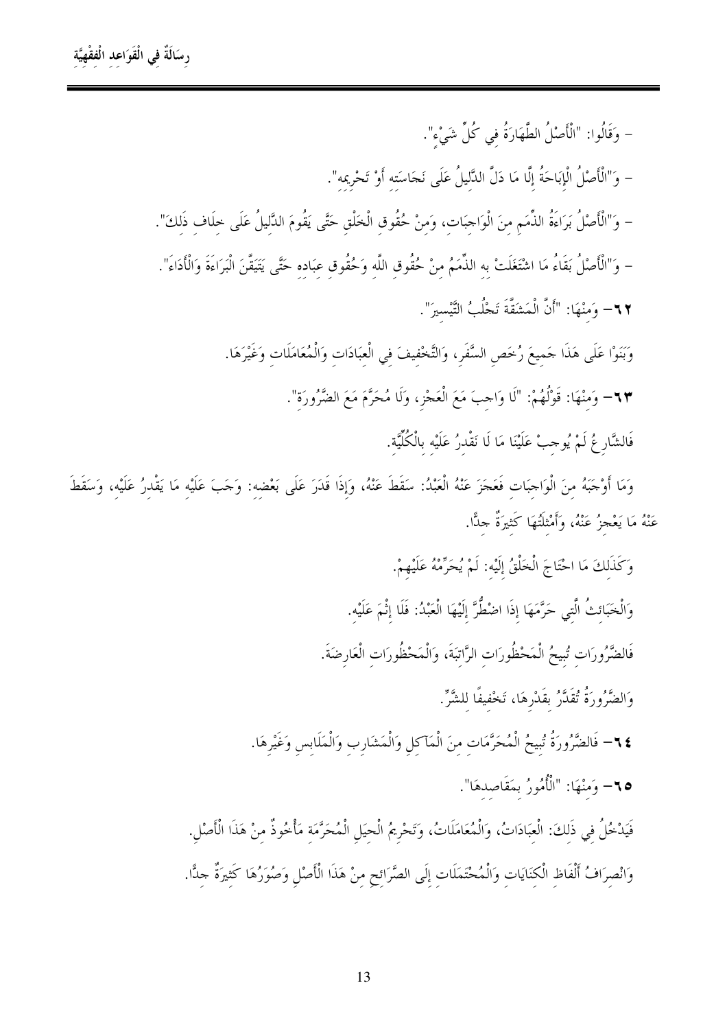- وَقَالُوا: "الْأَصْلُ الطَّهَارَةُ فِي كُلِّ شَيْءٍ".

- وَ"الْأَصْلُ الْإِبَاحَةُ إِلَّا مَا دَلَّ الدَّلِيلُ عَلَى نَجَاسَتِهِ أَوْ تَحْرِيمِهِ".

- وَ"الْأَصْلُ بَرَاءَةُ الذِّمَمِ مِنَ الْوَاجِبَاتِ، وَمِنْ حُقُوقِ الْخَلْقِ حَتَّى يَقُومَ الدَّلِيلُ عَلَى خِلَافِ ذَلِكَ".

- وَ"الْأَصْلُ بَقَاءُ مَا اشْتَغَلَتْ بِهِ الذِّمَمُ مِنْ حُقُوقِ اللَّهِ وَحُقُوقِ عِبَادِهِ حَتَّى يَتَيَقَّنَ الْبَرَاءَةَ وَالْأَدَاءَ".

**٦٢-** وَمِنْهَا: "أَنَّ الْمَشَقَّةَ تَجْلُبُ التَّيْسِيرَ".

وَبَنَوْا عَلَى هَذَا جَمِيعَ رُخَصِ السَّفَرِ، وَالتَّخْفِيفَ فِي الْعِبَادَاتِ وَالْمُعَامَلَاتِ وَغَيْرَهَا.

**٦٣-** وَمِنْهَا: قَوْلُهُمْ: "لَا وَاجِبَ مَعَ الْعَجْزِ، وَلَا مُحَرَّمَ مَعَ الضَّرُورَةِ".

فَالشَّارِعُ لَمْ يُوجِبْ عَلَيْنَا مَا لَا نَقْدِرُ عَلَيْهِ بِالْكُلِّيَّةِ.

وَمَا أَوْجَبَهُ مِنَ الْوَاجِبَاتِ فَعَجَزَ عَنْهُ الْعَبْدُ: سَقَطَ عَنْهُ، وَإِذَا قَدَرَ عَلَى بَعْضِهِ: وَجَبَ عَلَيْهِ مَا يَقْدِرُ عَلَيْهِ، وَسَقَطَ عَنْهُ مَا يَعْجِزُ عَنْهُ، وَأَمْثِلَتُهَا كَثِيرَةٌ جِدًّا.

وَكَذَلِكَ مَا احْتَاجَ الْخَلْقُ إِلَيْهِ: لَمْ يُحَرِّمْهُ عَلَيْهِمْ.

وَالْخَبَائِثُ الَّتِي حَرَّمَهَا إِذَا اضْطُرَّ إِلَيْهَا الْعَبْدُ: فَلَا إِثْمَ عَلَيْهِ.

فَالضَّرُورَاتُ تُبِيحُ الْمَحْظُورَاتِ الرَّاتِبَةَ، وَالْمَحْظُورَاتِ الْعَارِضَةَ.

وَالضَّرُورَةُ تُقَدَّرُ بِقَدْرِهَا، تَخْفِيفًا لِلشَّرِّ.

**٦٤-** فَالضَّرُورَةُ تُبِيحُ الْمُحَرَّمَاتِ مِنَ الْمَآكِلِ وَالْمَشَارِبِ وَالْمَلَابِسِ وَغَيْرِهَا.

**٦٥-** وَمِنْهَا: "الْأُمُورُ بِمَقَاصِدِهَا".

فَيَدْخُلُ فِي ذَلِكَ: الْعِبَادَاتُ، وَالْمُعَامَلَاتُ، وَتَحْرِيمُ الْحِيَلِ الْمُحَرَّمَةِ مَأْخُوذٌ مِنْ هَذَا الْأَصْلِ.

وَانْصِرَافُ أَلْفَاظِ الْكِنَايَاتِ وَالْمُحْتَمَلَاتِ إِلَى الصَّرَائِحِ مِنْ هَذَا الْأَصْلِ وَصُوَرُهَا كَثِيرَةٌ جِدًّا.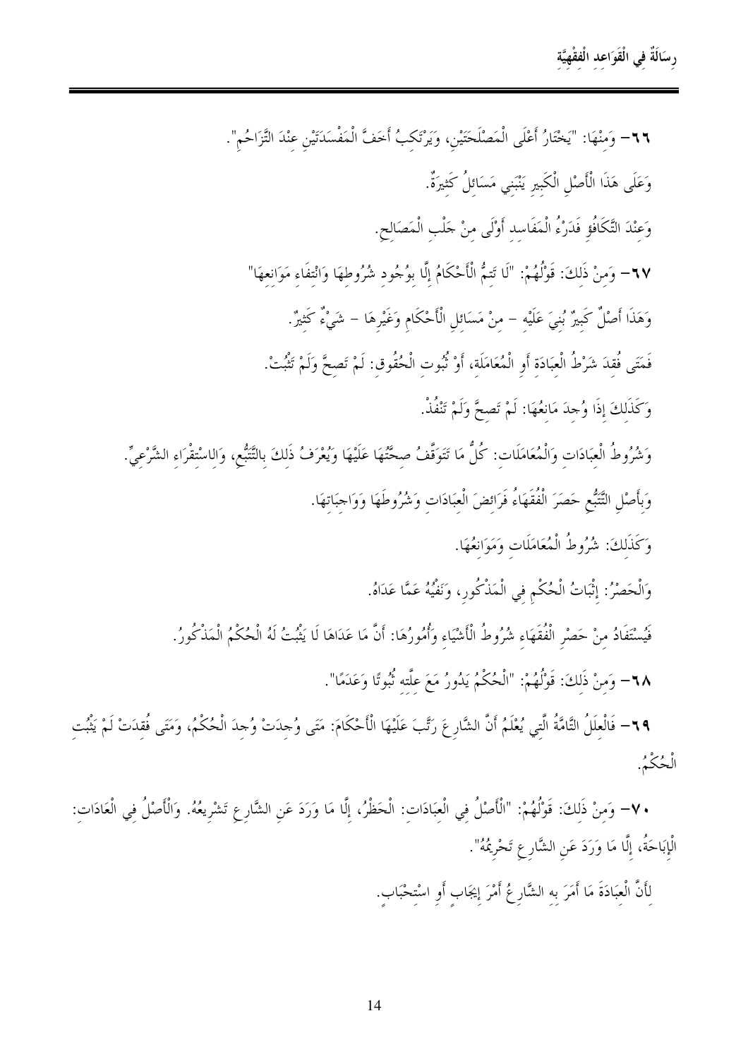٦٦- وَمِنْهَا: "يَخْتَارُ أَعْلَى الْمَصْلَحَتَيْنِ، وَيَرْتَكِبُ أَخَفَّ الْمَفْسَدَتَيْنِ عِنْدَ التَّزَاحُمِ".

وَعَلَى هَذَا الْأَصْلِ الْكَبِيرِ يَنْبَنِي مَسَائِلُ كَثِيرَةٌ.

وَعِنْدَ التَّكَافُؤِ فَدَرْءُ الْمَفَاسِدِ أَوْلَى مِنْ جَلْبِ الْمَصَالِحِ.

٦٧- وَمِنْ ذَلِكَ: قَوْلُهُمْ: "لَا تَتِمُّ الْأَحْكَامُ إِلَّا بِوُجُودِ شُرُوطِهَا وَانْتِفَاءِ مَوَانِعِهَا"

وَهَذَا أَصْلٌ كَبِيرٌ بُنِيَ عَلَيْهِ - مِنْ مَسَائِلِ الْأَحْكَامِ وَغَيْرِهَا - شَيْءٌ كَثِيرٌ.

فَمَتَى فُقِدَ شَرْطُ الْعِبَادَةِ أَوِ الْمُعَامَلَةِ، أَوْ ثُبُوتِ الْحُقُوقِ: لَمْ تَصِحَّ وَلَمْ تَثْبُتْ.

وَكَذَلِكَ إِذَا وُجِدَ مَانِعُهَا: لَمْ تَصِحَّ وَلَمْ تَنْفُذْ.

وَشُرُوطُ الْعِبَادَاتِ وَالْمُعَامَلَاتِ: كُلُّ مَا تَتَوَقَّفُ صِحَّتُهَا عَلَيْهَا وَيُعْرَفُ ذَلِكَ بِالتَّتَبُّعِ، وَالِاسْتِقْرَاءِ الشَّرْعِيِّ.

وَبِأَصْلِ التَّتَبُّعِ حَصَرَ الْفُقَهَاءُ فَرَائِضَ الْعِبَادَاتِ وَشُرُوطَهَا وَوَاجِبَاتِهَا.

وَكَذَلِكَ: شُرُوطُ الْمُعَامَلَاتِ وَمَوَانِعُهَا.

وَالْحَصْرُ: إِثْبَاتُ الْحُكْمِ فِي الْمَذْكُورِ، وَنَفْيُهُ عَمَّا عَدَاهُ.

فَيُسْتَفَادُ مِنْ حَصْرِ الْفُقَهَاءِ شُرُوطَ الْأَشْيَاءِ وَأُمُورَهَا: أَنَّ مَا عَدَاهَا لَا يَثْبُتُ لَهُ الْحُكْمُ الْمَذْكُورُ.

٦٨- وَمِنْ ذَلِكَ: قَوْلُهُمْ: "الْحُكْمُ يَدُورُ مَعَ عِلَّتِهِ ثُبُوتًا وَعَدَمًا".

٦٩- فَالْعِلَلُ التَّامَّةُ الَّتِي يُعْلَمُ أَنَّ الشَّارِعَ رَتَّبَ عَلَيْهَا الْأَحْكَامَ: مَتَى وُجِدَتْ وُجِدَ الْحُكْمُ، وَمَتَى فُقِدَتْ لَمْ يَثْبُتِ الْحُكْمُ.

٧٠- وَمِنْ ذَلِكَ: قَوْلُهُمْ: "الْأَصْلُ فِي الْعِبَادَاتِ: الْحَظْرُ، إِلَّا مَا وَرَدَ عَنِ الشَّارِعِ تَشْرِيعُهُ. وَالْأَصْلُ فِي الْعَادَاتِ: الْإِبَاحَةُ، إِلَّا مَا وَرَدَ عَنِ الشَّارِعِ تَحْرِيمُهُ".

لِأَنَّ الْعِبَادَةَ مَا أَمَرَ بِهِ الشَّارِعُ أَمْرَ إِيجَابٍ أَوِ اسْتِحْبَابٍ.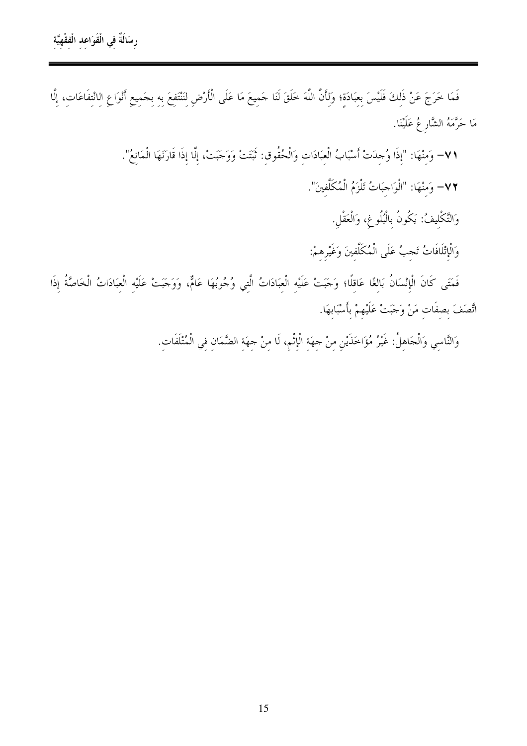فَمَا خَرَجَ عَنْ ذَلِكَ فَلَيْسَ بِعِبَادَةٍ؛ وَلِأَنَّ اللَّهَ خَلَقَ لَنَا جَمِيعَ مَا عَلَى الْأَرْضِ لِنَنْتَفِعَ بِهِ بِجَمِيعِ أَنْوَاعِ الِانْتِفَاعَاتِ، إِلَّا مَا حَرَّمَهُ الشَّارِعُ عَلَيْنَا.

٧١- وَمِنْهَا: "إِذَا وُجِدَتْ أَسْبَابُ الْعِبَادَاتِ وَالْحُقُوقِ: ثَبَتَتْ وَوَجَبَتْ، إِلَّا إِذَا قَارَنَهَا الْمَانِعُ".

٧٢- وَمِنْهَا: "الْوَاجِبَاتُ تَلْزَمُ الْمُكَلَّفِينَ".

وَالتَّكْلِيفُ: يَكُونُ بِالْبُلُوغِ، وَالْعَقْلِ.

وَالْإِتْلَافَاتُ تَجِبُ عَلَى الْمُكَلَّفِينَ وَغَيْرِهِمْ:

فَمَتَى كَانَ الْإِنْسَانُ بَالِغًا عَاقِلًا؛ وَجَبَتْ عَلَيْهِ الْعِبَادَاتُ الَّتِي وُجُوبُهَا عَامٌّ، وَوَجَبَتْ عَلَيْهِ الْعِبَادَاتُ الْخَاصَّةُ إِذَا اتَّصَفَ بِصِفَاتِ مَنْ وَجَبَتْ عَلَيْهِمْ بِأَسْبَابِهَا.

وَالنَّاسِي وَالْجَاهِلُ: غَيْرُ مُؤَاخَذَيْنِ مِنْ جِهَةِ الْإِثْمِ، لَا مِنْ جِهَةِ الضَّمَانِ فِي الْمُتْلَفَاتِ.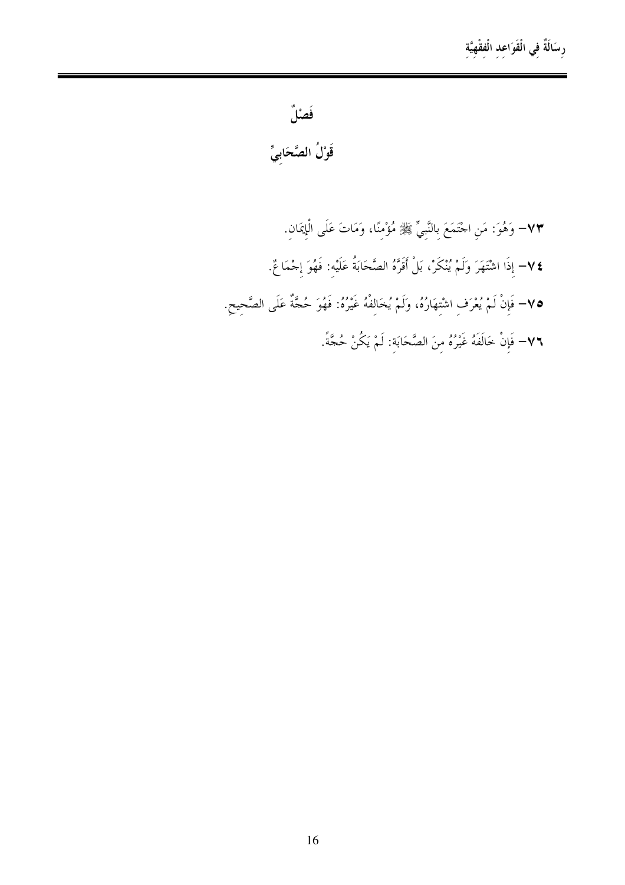## فَصْلٌ

## قَوْلُ الصَّحَابِيِّ

٧٣- وَهُوَ: مَنِ اجْتَمَعَ بِالنَّبِيِّ ﷺ مُؤْمِنًا، وَمَاتَ عَلَى الْإِيمَانِ.

٧٤- إِذَا اشْتَهَرَ وَلَمْ يُنْكَرْ، بَلْ أَقَرَّهُ الصَّحَابَةُ عَلَيْهِ: فَهُوَ إِجْمَاعٌ.

٧٥- فَإِنْ لَمْ يُعْرَفِ اشْتِهَارُهُ، وَلَمْ يُخَالِفْهُ غَيْرُهُ: فَهُوَ حُجَّةٌ عَلَى الصَّحِيحِ.

٧٦- فَإِنْ خَالَفَهُ غَيْرُهُ مِنَ الصَّحَابَةِ: لَمْ يَكُنْ حُجَّةً.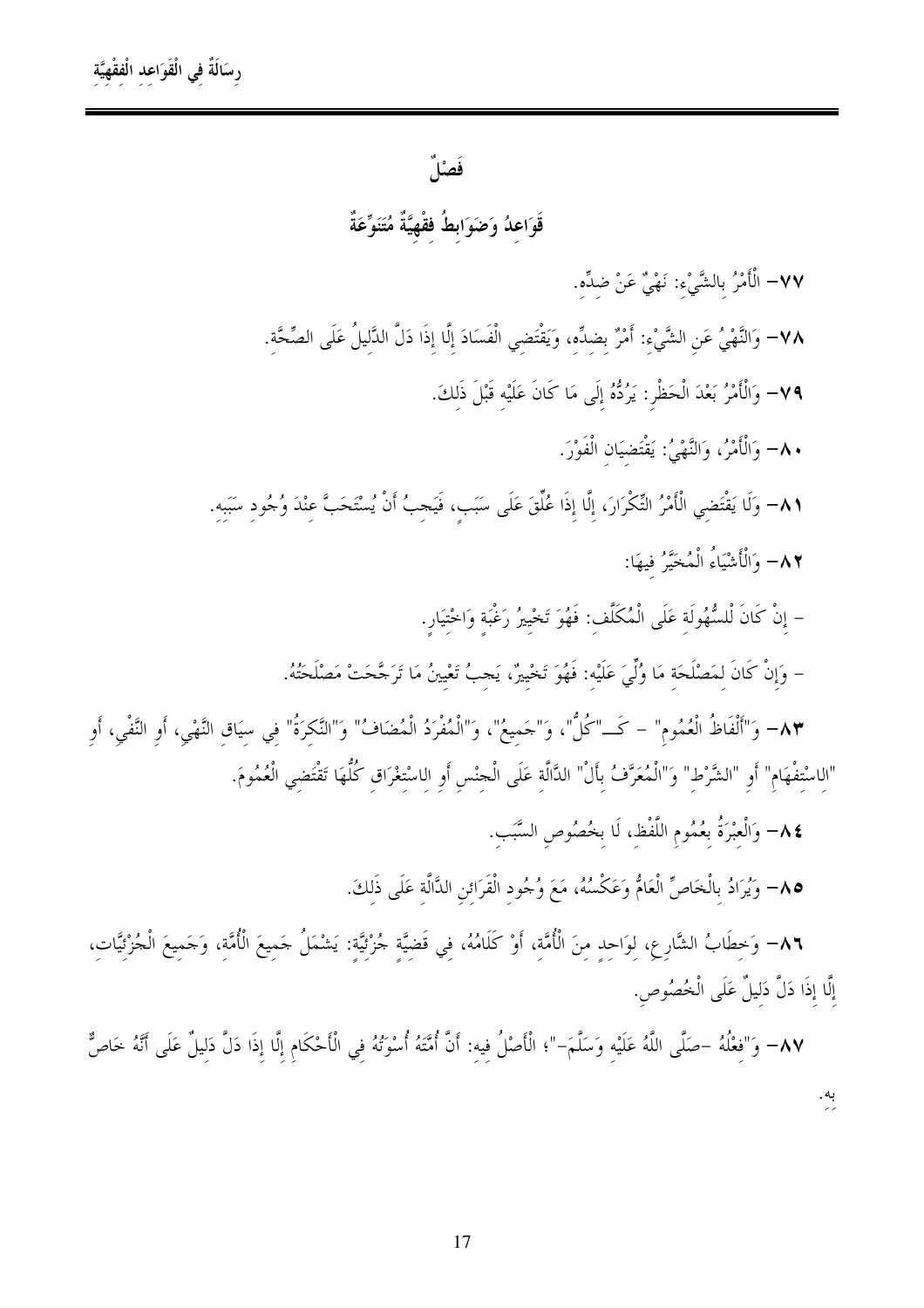## فَصْلٌ

### قَوَاعِدُ وَضَوَابِطُ فِقْهِيَّةٌ مُتَنَوِّعَةٌ

٧٧- الْأَمْرُ بِالشَّيْءِ: نَهْيٌ عَنْ ضِدِّهِ.

٧٨- وَالنَّهْيُ عَنِ الشَّيْءِ: أَمْرٌ بِضِدِّهِ، وَيَقْتَضِي الْفَسَادَ إِلَّا إِذَا دَلَّ الدَّلِيلُ عَلَى الصِّحَّةِ.

٧٩- وَالْأَمْرُ بَعْدَ الْحَظْرِ: يَرُدُّهُ إِلَى مَا كَانَ عَلَيْهِ قَبْلَ ذَلِكَ.

٨٠- وَالْأَمْرُ، وَالنَّهْيُ: يَقْتَضِيَانِ الْفَوْرَ.

٨١- وَلَا يَقْتَضِي الْأَمْرُ التِّكْرَارَ، إِلَّا إِذَا عُلِّقَ عَلَى سَبَبٍ، فَيَجِبُ أَنْ يُسْتَحَبَّ عِنْدَ وُجُودِ سَبَبِهِ.

٨٢- وَالْأَشْيَاءُ الْمُخَيَّرُ فِيهَا:

- إِنْ كَانَ لِلسُّهُولَةِ عَلَى الْمُكَلَّفِ: فَهُوَ تَخْيِيرُ رَغْبَةٍ وَاخْتِيَارٍ.
- وَإِنْ كَانَ لِمَصْلَحَةِ مَا وُلِّيَ عَلَيْهِ: فَهُوَ تَخْيِيرٌ، يَجِبُ تَعْيِينُ مَا تَرَجَّحَتْ مَصْلَحَتُهُ.

٨٣- وَ"أَلْفَاظُ الْعُمُومِ" - كَـ"كُلٍّ"، وَ"جَمِيعٍ"، وَ"الْمُفْرَدُ الْمُضَافُ" وَ"النَّكِرَةُ" فِي سِيَاقِ النَّهْيِ، أَوِ النَّفْيِ، أَوِ "الاسْتِفْهَامِ" أَوِ "الشَّرْطِ" وَ"الْمُعَرَّفُ بِأَلْ" الدَّالَّةِ عَلَى الْجِنْسِ أَوِ الاسْتِغْرَاقِ كُلُّهَا تَقْتَضِي الْعُمُومَ.

٨٤- وَالْعِبْرَةُ بِعُمُومِ اللَّفْظِ، لَا بِخُصُوصِ السَّبَبِ.

٨٥- وَيُرَادُ بِالْخَاصِّ الْعَامُّ وَعَكْسُهُ، مَعَ وُجُودِ الْقَرَائِنِ الدَّالَّةِ عَلَى ذَلِكَ.

٨٦- وَخِطَابُ الشَّارِعِ، لِوَاحِدٍ مِنَ الْأُمَّةِ، أَوْ كَلَامُهُ، فِي قَضِيَّةٍ جُزْئِيَّةٍ: يَشْمَلُ جَمِيعَ الْأُمَّةِ، وَجَمِيعَ الْجُزْئِيَّاتِ، إِلَّا إِذَا دَلَّ دَلِيلٌ عَلَى الْخُصُوصِ.

٨٧- وَ"فِعْلُهُ -صَلَّى اللَّهُ عَلَيْهِ وَسَلَّمَ-"؛ الْأَصْلُ فِيهِ: أَنَّ أُمَّتَهُ أُسْوَتُهُ فِي الْأَحْكَامِ إِلَّا إِذَا دَلَّ دَلِيلٌ عَلَى أَنَّهُ خَاصٌّ بِهِ.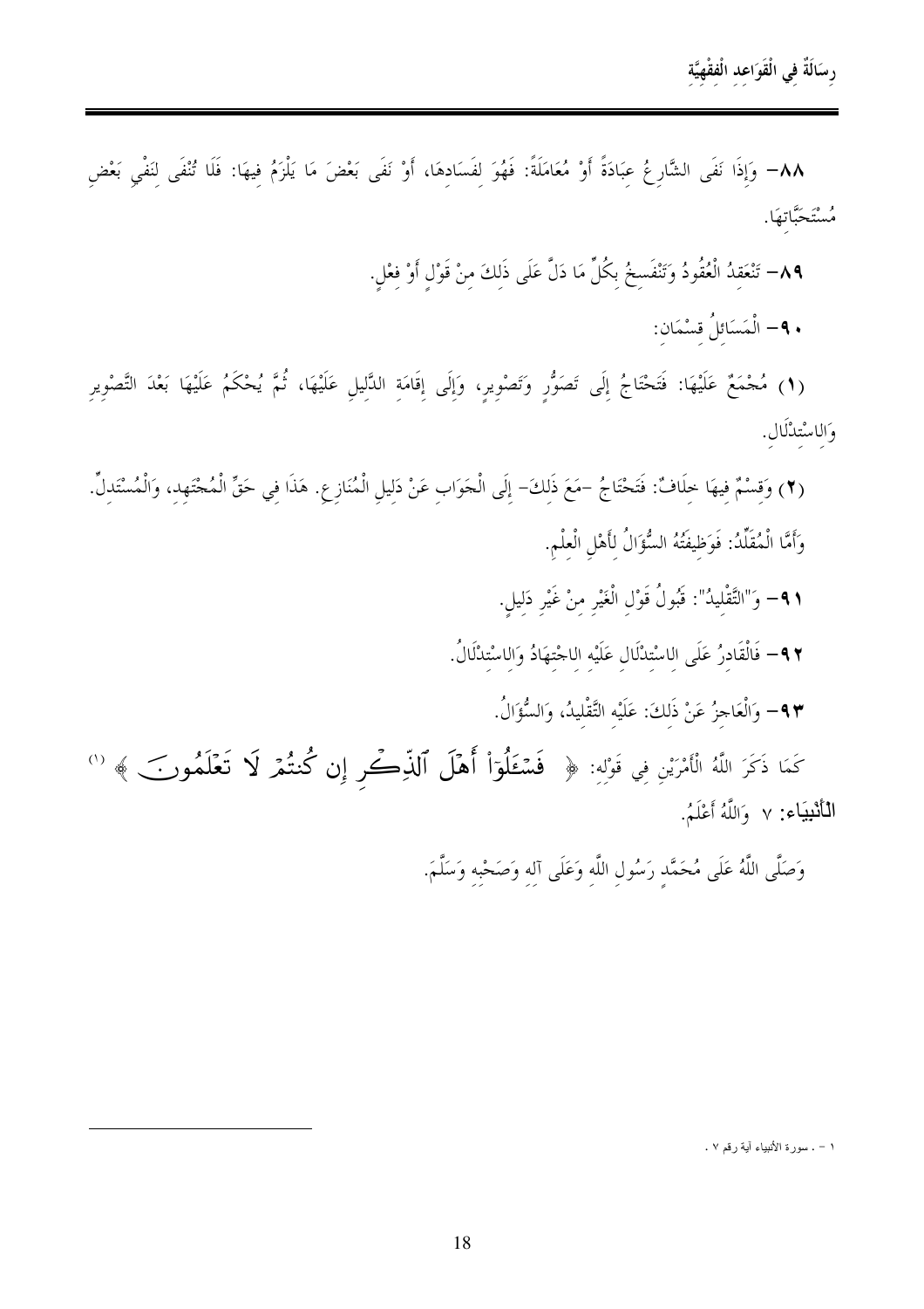٨٨– وَإِذَا نَفَى الشَّارِعُ عِبَادَةً أَوْ مُعَامَلَةً: فَهُوَ لِفَسَادِهَا، أَوْ نَفَى بَعْضَ مَا يَلْزَمُ فِيهَا: فَلَا تُنْفَى لِنَفْيِ بَعْضِ مُسْتَحَبَّاتِهَا.

**٨٩**– تَنْعَقِدُ الْعُقُودُ وَتَنْفَسِخُ بِكُلِّ مَا دَلَّ عَلَى ذَلِكَ مِنْ قَوْلٍ أَوْ فِعْلٍ.

**٩٠**– الْمَسَائِلُ قِسْمَانِ:

(١) مُجْمَعٌ عَلَيْهَا: فَتَحْتَاجُ إِلَى تَصَوُّرٍ وَتَصْوِيرٍ، وَإِلَى إِقَامَةِ الدَّلِيلِ عَلَيْهَا، ثُمَّ يُحْكَمُ عَلَيْهَا بَعْدَ التَّصْوِيرِ وَالِاسْتِدْلَالِ.

(٢) وَقِسْمٌ فِيهَا خِلَافٌ: فَتَحْتَاجُ –مَعَ ذَلِكَ– إِلَى الْجَوَابِ عَنْ دَلِيلِ الْمُنَازِعِ. هَذَا فِي حَقِّ الْمُجْتَهِدِ، وَالْمُسْتَدِلِّ. وَأَمَّا الْمُقَلِّدُ: فَوَظِيفَتُهُ السُّؤَالُ لِأَهْلِ الْعِلْمِ.

**٩١**– وَ"التَّقْلِيدُ": قَبُولُ قَوْلِ الْغَيْرِ مِنْ غَيْرِ دَلِيلٍ.

**٩٢**– فَالْقَادِرُ عَلَى الِاسْتِدْلَالِ عَلَيْهِ الِاجْتِهَادُ وَالِاسْتِدْلَالُ.

**٩٣**– وَالْعَاجِزُ عَنْ ذَلِكَ: عَلَيْهِ التَّقْلِيدُ، وَالسُّؤَالُ.

كَمَا ذَكَرَ اللَّهُ الْأَمْرَيْنِ فِي قَوْلِهِ: ﴿ فَسْـَٔلُوٓاْ أَهْلَ ٱلذِّكْرِ إِن كُنتُمْ لَا تَعْلَمُونَ ﴾ [1] **الْأَنْبِيَاء**: ٧ وَاللَّهُ أَعْلَمُ.

وَصَلَّى اللَّهُ عَلَى مُحَمَّدٍ رَسُولِ اللَّهِ وَعَلَى آلِهِ وَصَحْبِهِ وَسَلَّمَ.

---

١ – . سورة الأنبياء آية رقم ٧ .